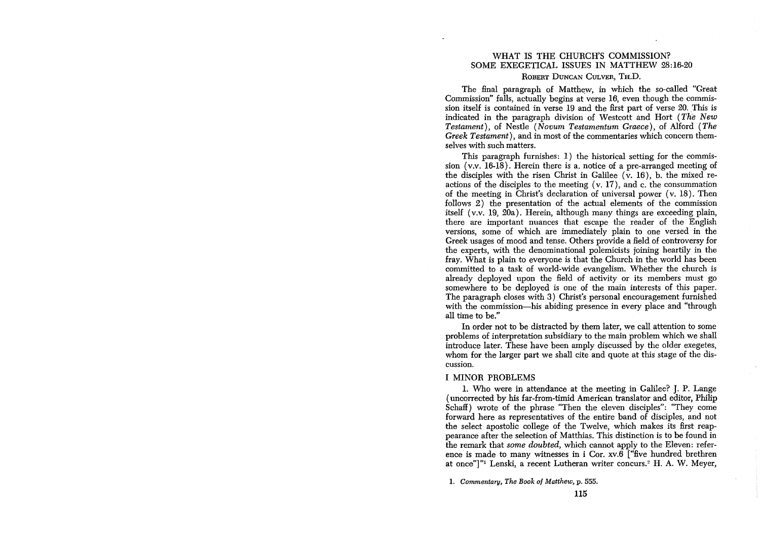# WHAT IS THE CHURCH'S COMMISSION? SOME EXEGETICAL ISSUES IN MATTHEW 28:16-20

ROBERT DUNCAN CULVER, TH.D.

The final paragraph of Matthew, in which the so-called "Great Commission" falls, actually begins at verse 16, even though the commission itself is contained in verse 19 and the first part of verse 20. This is indicated in the paragraph division of Westcott and Hort (*The New Testament*), of Nestle (*Novum Testamentum Graece*), of Alford (*The Greek Testament*), and in most of the commentaries which concern themselves with such matters.

This paragraph furnishes: 1) the historical setting for the commission (v.v. 16-18). Herein there is a. notice of a pre-arranged meeting of the disciples with the risen Christ in Galilee (v. 16), b. the mixed reactions of the disciples to the meeting (v. 17), and c. the consummation of the meeting in Christ's declaration of universal power (v. 18). Then follows 2) the presentation of the actual elements of the commission itself (v.v. 19, 20a). Herein, although many things are exceeding plain, there are important nuances that escape the reader of the English versions, some of which are immediately plain to one versed in the Greek usages of mood and tense. Others provide a field of controversy for the experts, with the denominational polemicists joining heartily in the fray. What is plain to everyone is that the Church in the world has been committed to a task of world-wide evangelism. Whether the church is already deployed upon the field of activity or its members must go somewhere to be deployed is one of the main interests of this paper. The paragraph closes with 3) Christ's personal encouragement furnished with the commission—his abiding presence in every place and "through all time to be."

In order not to be distracted by them later, we call attention to some problems of interpretation subsidiary to the main problem which we shall introduce later. These have been amply discussed by the older exegetes, whom for the larger part we shall cite and quote at this stage of the discussion.

## I MINOR PROBLEMS

1. Who were in attendance at the meeting in Galilee? J. P. Lange (uncorrected by his far-from-timid American translator and editor, Philip Schaff) wrote of the phrase "Then the eleven disciples": "They come forward here as representatives of the entire band of disciples, and not the select apostolic college of the Twelve, which makes its first reappearance after the selection of Matthias. This distinction is to be found in the remark that *some doubted*, which cannot apply to the Eleven: reference is made to many witnesses in i Cor. xv.6 ["five hundred brethren at once"]"[1] Lenski, a recent Lutheran writer concurs.[2] H. A. W. Meyer,

1. *Commentary, The Book of Matthew*, p. 555.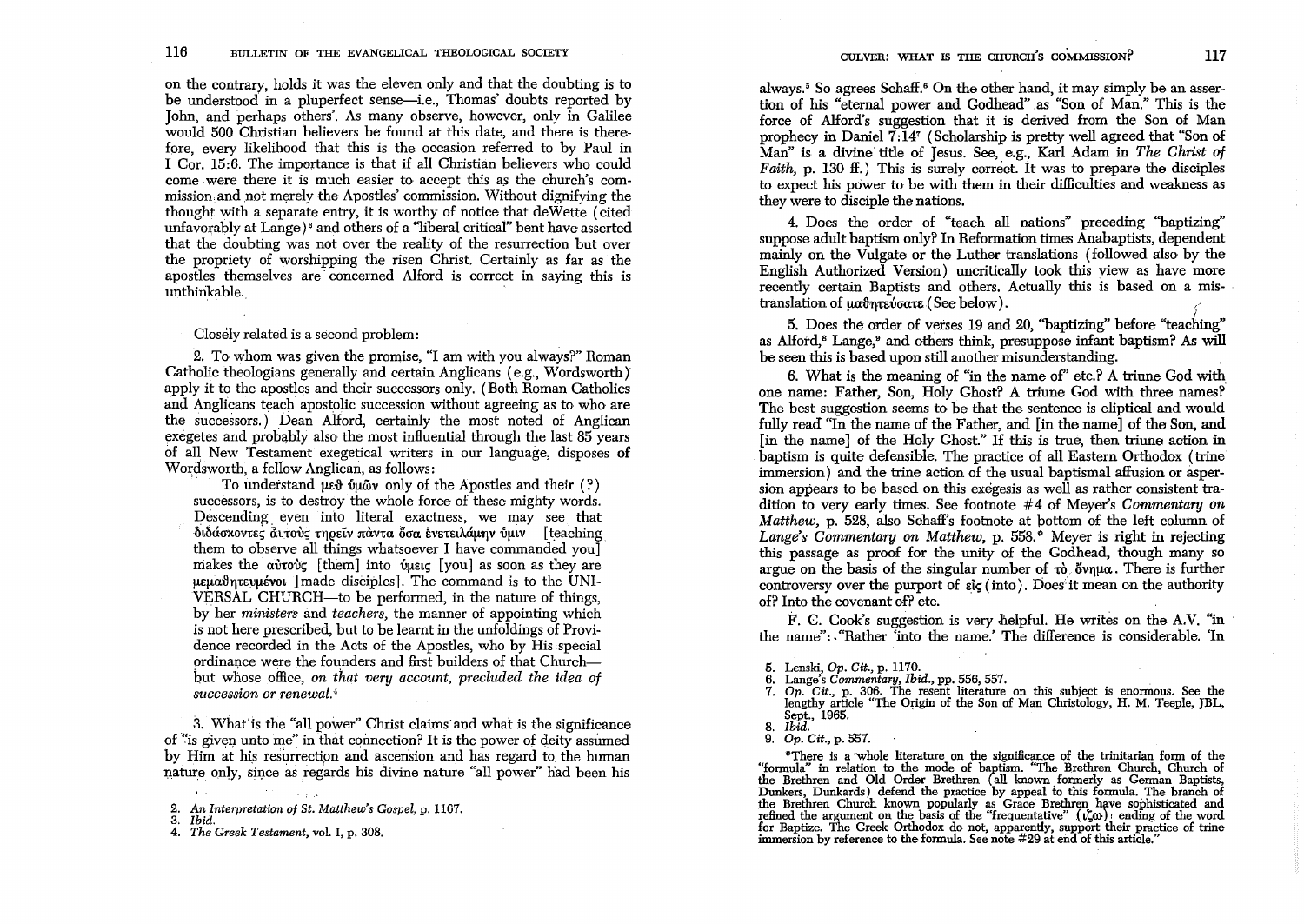on the contrary, holds it was the eleven only and that the doubting is to be understood in a pluperfect sense—i.e., Thomas' doubts reported by John, and perhaps others'. As many observe, however, only in Galilee would 500 Christian believers be found at this date, and there is therefore, every likelihood that this is the occasion referred to by Paul in I Cor. 15:6. The importance is that if all Christian believers who could come were there it is much easier to accept this as the church's commission and not merely the Apostles' commission. Without dignifying the thought with a separate entry, it is worthy of notice that deWette (cited unfavorably at Lange)[3] and others of a "liberal critical" bent have asserted that the doubting was not over the reality of the resurrection but over the propriety of worshipping the risen Christ. Certainly as far as the apostles themselves are concerned Alford is correct in saying this is unthinkable.

Closely related is a second problem:

2. To whom was given the promise, "I am with you always?" Roman Catholic theologians generally and certain Anglicans (e.g., Wordsworth) apply it to the apostles and their successors only. (Both Roman Catholics and Anglicans teach apostolic succession without agreeing as to who are the successors.) Dean Alford, certainly the most noted of Anglican exegetes and probably also the most influential through the last 85 years of all New Testament exegetical writers in our language, disposes of Wordsworth, a fellow Anglican, as follows:

> To understand μεθ ὑμῶν only of the Apostles and their (?) successors, is to destroy the whole force of these mighty words. Descending even into literal exactness, we may see that διδάσκοντες αὐτοὺς τηρεῖν πάντα ὅσα ἐνετειλάμην ὑμῖν [teaching them to observe all things whatsoever I have commanded you] makes the αὐτοὺς [them] into ὑμεῖς [you] as soon as they are μεμαθητευμένοι [made disciples]. The command is to the UNIVERSAL CHURCH—to be performed, in the nature of things, by her *ministers* and *teachers*, the manner of appointing which is not here prescribed, but to be learnt in the unfoldings of Providence recorded in the Acts of the Apostles, who by His special ordinance were the founders and first builders of that Church—but whose office, *on that very account, precluded the idea of succession or renewal.*[4]

3. What is the "all power" Christ claims and what is the significance of "is given unto me" in that connection? It is the power of deity assumed by Him at his resurrection and ascension and has regard to the human nature only, since as regards his divine nature "all power" had been his always.[5] So agrees Schaff.[6] On the other hand, it may simply be an assertion of his "eternal power and Godhead" as "Son of Man." This is the force of Alford's suggestion that it is derived from the Son of Man prophecy in Daniel 7:14[7] (Scholarship is pretty well agreed that "Son of Man" is a divine title of Jesus. See, e.g., Karl Adam in *The Christ of Faith*, p. 130 ff.) This is surely correct. It was to prepare the disciples to expect his power to be with them in their difficulties and weakness as they were to disciple the nations.

4. Does the order of "teach all nations" preceding "baptizing" suppose adult baptism only? In Reformation times Anabaptists, dependent mainly on the Vulgate or the Luther translations (followed also by the English Authorized Version) uncritically took this view as have more recently certain Baptists and others. Actually this is based on a mistranslation of μαθητεύσατε (See below).

5. Does the order of verses 19 and 20, "baptizing" before "teaching" as Alford,[8] Lange,[9] and others think, presuppose infant baptism? As will be seen this is based upon still another misunderstanding.

6. What is the meaning of "in the name of" etc.? A triune God with one name: Father, Son, Holy Ghost? A triune God with three names? The best suggestion seems to be that the sentence is elliptical and would fully read "In the name of the Father, and [in the name] of the Son, and [in the name] of the Holy Ghost." If this is true, then triune action in baptism is quite defensible. The practice of all Eastern Orthodox (trine immersion) and the trine action of the usual baptismal affusion or aspersion appears to be based on this exegesis as well as rather consistent tradition to very early times. See footnote #4 of Meyer's *Commentary on Matthew*, p. 528, also Schaff's footnote at bottom of the left column of *Lange's Commentary on Matthew*, p. 558.* Meyer is right in rejecting this passage as proof for the unity of the Godhead, though many so argue on the basis of the singular number of τὸ ὄνημα. There is further controversy over the purport of εἰς (into). Does it mean on the authority of? Into the covenant of? etc.

F. C. Cook's suggestion is very helpful. He writes on the A.V. "in the name": "Rather 'into the name.' The difference is considerable. 'In

2. *An Interpretation of St. Matthew's Gospel*, p. 1167.
3. *Ibid.*
4. *The Greek Testament*, vol. I, p. 308.
5. Lenski, *Op. Cit.*, p. 1170.
6. *Lange's Commentary, Ibid.*, pp. 556, 557.
7. *Op. Cit.*, p. 306. The resent literature on this subject is enormous. See the lengthy article "The Origin of the Son of Man Christology, H. M. Teeple, JBL, Sept., 1965.
8. *Ibid.*
9. *Op. Cit.*, p. 557.

*There is a whole literature on the significance of the trinitarian form of the "formula" in relation to the mode of baptism. "The Brethren Church, Church of the Brethren and Old Order Brethren (all known formerly as German Baptists, Dunkers, Dunkards) defend the practice by appeal to this formula. The branch of the Brethren Church known popularly as Grace Brethren have sophisticated and refined the argument on the basis of the "frequentative" (ιζω) ending of the word for Baptize. The Greek Orthodox do not, apparently, support their practice of trine immersion by reference to the formula. See note #29 at end of this article."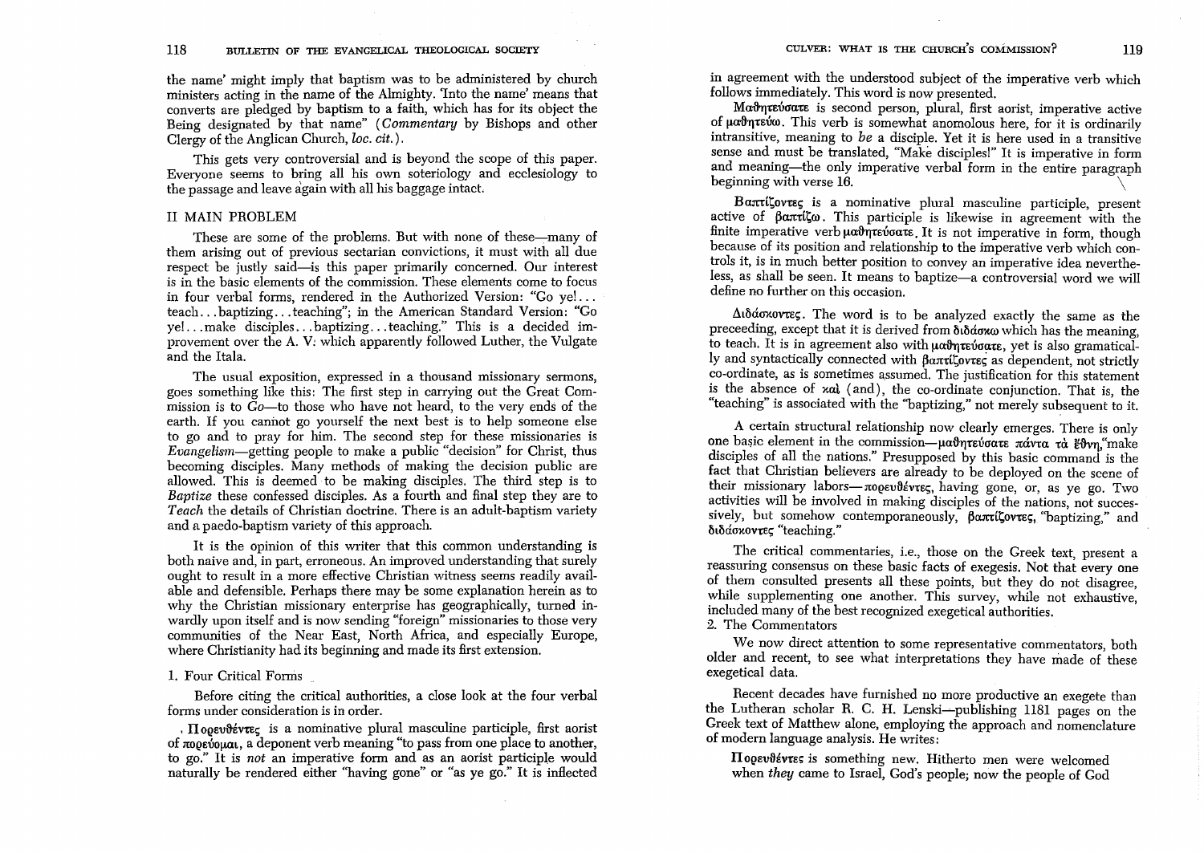the name' might imply that baptism was to be administered by church ministers acting in the name of the Almighty. 'Into the name' means that converts are pledged by baptism to a faith, which has for its object the Being designated by that name" (*Commentary* by Bishops and other Clergy of the Anglican Church, *loc. cit.*).

This gets very controversial and is beyond the scope of this paper. Everyone seems to bring all his own soteriology and ecclesiology to the passage and leave again with all his baggage intact.

## II MAIN PROBLEM

These are some of the problems. But with none of these—many of them arising out of previous sectarian convictions, it must with all due respect be justly said—is this paper primarily concerned. Our interest is in the basic elements of the commission. These elements come to focus in four verbal forms, rendered in the Authorized Version: "Go ye!... teach... baptizing... teaching"; in the American Standard Version: "Go ye!... make disciples... baptizing... teaching." This is a decided improvement over the A. V. which apparently followed Luther, the Vulgate and the Itala.

The usual exposition, expressed in a thousand missionary sermons, goes something like this: The first step in carrying out the Great Commission is to *Go*—to those who have not heard, to the very ends of the earth. If you cannot go yourself the next best is to help someone else to go and to pray for him. The second step for these missionaries is *Evangelism*—getting people to make a public "decision" for Christ, thus becoming disciples. Many methods of making the decision public are allowed. This is deemed to be making disciples. The third step is to *Baptize* these confessed disciples. As a fourth and final step they are to *Teach* the details of Christian doctrine. There is an adult-baptism variety and a paedo-baptism variety of this approach.

It is the opinion of this writer that this common understanding is both naive and, in part, erroneous. An improved understanding that surely ought to result in a more effective Christian witness seems readily available and defensible. Perhaps there may be some explanation herein as to why the Christian missionary enterprise has geographically, turned inwardly upon itself and is now sending "foreign" missionaries to those very communities of the Near East, North Africa, and especially Europe, where Christianity had its beginning and made its first extension.

### 1. Four Critical Forms

Before citing the critical authorities, a close look at the four verbal forms under consideration is in order.

**Πορευθέντες** is a nominative plural masculine participle, first aorist of πορεύομαι, a deponent verb meaning "to pass from one place to another, to go." It is *not* an imperative form and as an aorist participle would naturally be rendered either "having gone" or "as ye go." It is inflected in agreement with the understood subject of the imperative verb which follows immediately. This word is now presented.

**Μαθητεύσατε** is second person, plural, first aorist, imperative active of μαθητεύω. This verb is somewhat anomolous here, for it is ordinarily intransitive, meaning to *be* a disciple. Yet it is here used in a transitive sense and must be translated, "Make disciples!" It is imperative in form and meaning—the only imperative verbal form in the entire paragraph beginning with verse 16.

**Βαπτίζοντες** is a nominative plural masculine participle, present active of βαπτίζω. This participle is likewise in agreement with the finite imperative verb μαθητεύσατε. It is not imperative in form, though because of its position and relationship to the imperative verb which controls it, is in much better position to convey an imperative idea nevertheless, as shall be seen. It means to baptize—a controversial word we will define no further on this occasion.

**Διδάσκοντες**. The word is to be analyzed exactly the same as the preceeding, except that it is derived from διδάσκω which has the meaning, to teach. It is in agreement also with μαθητεύσατε, yet is also gramatically and syntactically connected with βαπτίζοντες as dependent, not strictly co-ordinate, as is sometimes assumed. The justification for this statement is the absence of καὶ (and), the co-ordinate conjunction. That is, the "teaching" is associated with the "baptizing," not merely subsequent to it.

A certain structural relationship now clearly emerges. There is only one basic element in the commission—μαθητεύσατε πάντα τὰ ἔθνη, "make disciples of all the nations." Presupposed by this basic command is the fact that Christian believers are already to be deployed on the scene of their missionary labors—πορευθέντες, having gone, or, as ye go. Two activities will be involved in making disciples of the nations, not successively, but somehow contemporaneously, βαπτίζοντες, "baptizing," and διδάσκοντες "teaching."

The critical commentaries, i.e., those on the Greek text, present a reassuring consensus on these basic facts of exegesis. Not that every one of them consulted presents all these points, but they do not disagree, while supplementing one another. This survey, while not exhaustive, included many of the best recognized exegetical authorities.

### 2. The Commentators

We now direct attention to some representative commentators, both older and recent, to see what interpretations they have made of these exegetical data.

Recent decades have furnished no more productive an exegete than the Lutheran scholar R. C. H. Lenski—publishing 1181 pages on the Greek text of Matthew alone, employing the approach and nomenclature of modern language analysis. He writes:

> Πορευθέντες is something new. Hitherto men were welcomed when *they* came to Israel, God's people; now the people of God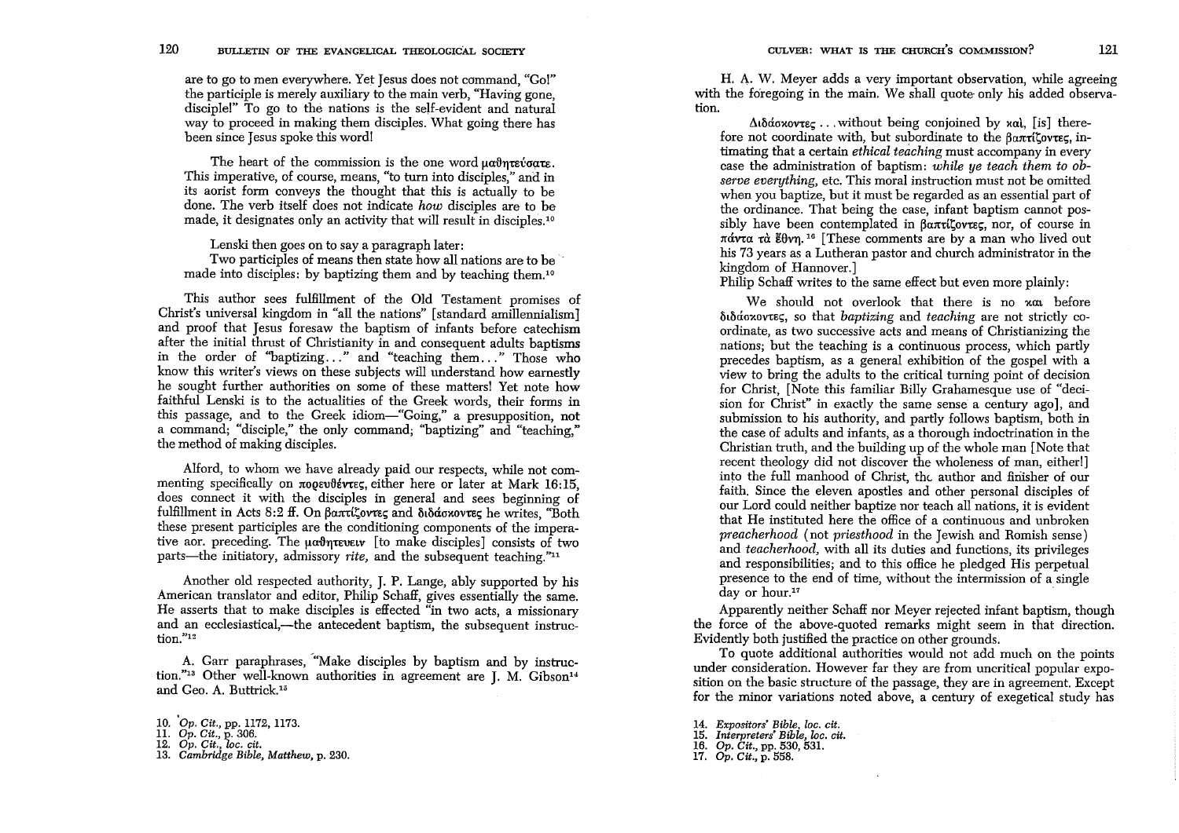are to go to men everywhere. Yet Jesus does not command, "Go!" the participle is merely auxiliary to the main verb, "Having gone, disciple!" To go to the nations is the self-evident and natural way to proceed in making them disciples. What going there has been since Jesus spoke this word!

> The heart of the commission is the one word μαθητεύσατε. This imperative, of course, means, "to turn into disciples," and in its aorist form conveys the thought that this is actually to be done. The verb itself does not indicate *how* disciples are to be made, it designates only an activity that will result in disciples.[10]

Lenski then goes on to say a paragraph later:

> Two participles of means then state how all nations are to be made into disciples: by baptizing them and by teaching them.[10]

This author sees fulfillment of the Old Testament promises of Christ's universal kingdom in "all the nations" [standard amillennialism] and proof that Jesus foresaw the baptism of infants before catechism after the initial thrust of Christianity in and consequent adults baptisms in the order of "baptizing..." and "teaching them..." Those who know this writer's views on these subjects will understand how earnestly he sought further authorities on some of these matters! Yet note how faithful Lenski is to the actualities of the Greek words, their forms in this passage, and to the Greek idiom—"Going," a presupposition, not a command; "disciple," the only command; "baptizing" and "teaching," the method of making disciples.

Alford, to whom we have already paid our respects, while not commenting specifically on πορευθέντες, either here or later at Mark 16:15, does connect it with the disciples in general and sees beginning of fulfillment in Acts 8:2 ff. On βαπτίζοντες and διδάσκοντες he writes, "Both these present participles are the conditioning components of the imperative aor. preceding. The μαθητεύειν [to make disciples] consists of two parts—the initiatory, admissory *rite*, and the subsequent teaching."[11]

Another old respected authority, J. P. Lange, ably supported by his American translator and editor, Philip Schaff, gives essentially the same. He asserts that to make disciples is effected "in two acts, a missionary and an ecclesiastical,—the antecedent baptism, the subsequent instruction."[12]

A. Garr paraphrases, "Make disciples by baptism and by instruction."[13] Other well-known authorities in agreement are J. M. Gibson[14] and Geo. A. Buttrick.[15]

H. A. W. Meyer adds a very important observation, while agreeing with the foregoing in the main. We shall quote only his added observation.

> Διδάσκοντες ... without being conjoined by καὶ, [is] therefore not coordinate with, but subordinate to the βαπτίζοντες, intimating that a certain *ethical teaching* must accompany in every case the administration of baptism: *while ye teach them to observe everything*, etc. This moral instruction must not be omitted when you baptize, but it must be regarded as an essential part of the ordinance. That being the case, infant baptism cannot possibly have been contemplated in βαπτίζοντες, nor, of course in πάντα τὰ ἔθνη.[16] [These comments are by a man who lived out his 73 years as a Lutheran pastor and church administrator in the kingdom of Hannover.]

Philip Schaff writes to the same effect but even more plainly:

> We should not overlook that there is no και before διδάσκοντες, so that *baptizing* and *teaching* are not strictly coordinate, as two successive acts and means of Christianizing the nations; but the teaching is a continuous process, which partly precedes baptism, as a general exhibition of the gospel with a view to bring the adults to the critical turning point of decision for Christ, [Note this familiar Billy Grahamesque use of "decision for Christ" in exactly the same sense a century ago], and submission to his authority, and partly follows baptism, both in the case of adults and infants, as a thorough indoctrination in the Christian truth, and the building up of the whole man [Note that recent theology did not discover the wholeness of man, either!] into the full manhood of Christ, the author and finisher of our faith. Since the eleven apostles and other personal disciples of our Lord could neither baptize nor teach all nations, it is evident that He instituted here the office of a continuous and unbroken *preacherhood* (not *priesthood* in the Jewish and Romish sense) and *teacherhood*, with all its duties and functions, its privileges and responsibilities; and to this office he pledged His perpetual presence to the end of time, without the intermission of a single day or hour.[17]

Apparently neither Schaff nor Meyer rejected infant baptism, though the force of the above-quoted remarks might seem in that direction. Evidently both justified the practice on other grounds.

To quote additional authorities would not add much on the points under consideration. However far they are from uncritical popular exposition on the basic structure of the passage, they are in agreement. Except for the minor variations noted above, a century of exegetical study has

10. *Op. Cit.*, pp. 1172, 1173.
11. *Op. Cit.*, p. 306.
12. *Op. Cit.*, *loc. cit.*
13. *Cambridge Bible, Matthew*, p. 230.
14. *Expositors' Bible, loc. cit.*
15. *Interpreters' Bible, loc. cit.*
16. *Op. Cit.*, pp. 530, 531.
17. *Op. Cit.*, p. 558.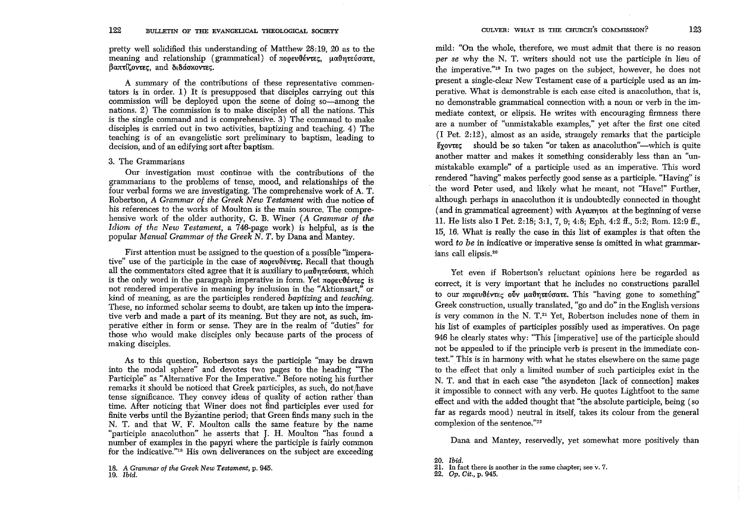pretty well solidified this understanding of Matthew 28:19, 20 as to the meaning and relationship (grammatical) of πορευθέντες, μαθητεύσατε, βαπτίζοντες, and διδάσκοντες.

A summary of the contributions of these representative commentators is in order. 1) It is presupposed that disciples carrying out this commission will be deployed upon the scene of doing so—among the nations. 2) The commission is to make disciples of all the nations. This is the single command and is comprehensive. 3) The command to make disciples is carried out in two activities, baptizing and teaching. 4) The teaching is of an evangelistic sort preliminary to baptism, leading to decision, and of an edifying sort after baptism.

### 3. The Grammarians

Our investigation must continue with the contributions of the grammarians to the problems of tense, mood, and relationships of the four verbal forms we are investigating. The comprehensive work of A. T. Robertson, *A Grammar of the Greek New Testament* with due notice of his references to the works of Moulton is the main source. The comprehensive work of the older authority, G. B. Winer (*A Grammar of the Idiom of the New Testament,* a 746-page work) is helpful, as is the popular *Manual Grammar of the Greek N. T.* by Dana and Mantey.

First attention must be assigned to the question of a possible "imperative" use of the participle in the case of πορευθέντες. Recall that though all the commentators cited agree that it is auxiliary to μαθητεύσατε, which is the only word in the paragraph imperative in form. Yet πορευθέντες is not rendered imperative in meaning by inclusion in the "Aktionsart," or kind of meaning, as are the participles rendered *baptizing* and *teaching.* These, no informed scholar seems to doubt, are taken up into the imperative verb and made a part of its meaning. But they are not, as such, imperative either in form or sense. They are in the realm of "duties" for those who would make disciples only because parts of the process of making disciples.

As to this question, Robertson says the participle "may be drawn into the modal sphere" and devotes two pages to the heading "The Participle" as "Alternative For the Imperative." Before noting his further remarks it should be noticed that Greek participles, as such, do not have tense significance. They convey ideas of quality of action rather than time. After noticing that Winer does not find participles ever used for finite verbs until the Byzantine period; that Green finds many such in the N. T. and that W. F. Moulton calls the same feature by the name "participle anacoluthon" he asserts that J. H. Moulton "has found a number of examples in the papyri where the participle is fairly common for the indicative."[18] His own deliverances on the subject are exceeding mild: "On the whole, therefore, we must admit that there is no reason *per se* why the N. T. writers should not use the participle in lieu of the imperative."[19] In two pages on the subject, however, he does not present a single-clear New Testament case of a participle used as an imperative. What is demonstrable is each case cited is anacoluthon, that is, no demonstrable grammatical connection with a noun or verb in the immediate context, or elipsis. He writes with encouraging firmness there are a number of "unmistakable examples," yet after the first one cited (I Pet. 2:12), almost as an aside, strangely remarks that the participle ἔχοντες should be so taken "or taken as anacoluthon"—which is quite another matter and makes it something considerably less than an "unmistakable example" of a participle used as an imperative. This word rendered "having" makes perfectly good sense as a participle. "Having" is the word Peter used, and likely what he meant, not "Have!" Further, although perhaps in anacoluthon it is undoubtedly connected in thought (and in grammatical agreement) with Αγαπητοι at the beginning of verse 11. He lists also I Pet. 2:18; 3:1, 7, 9; 4:8; Eph. 4:2 ff., 5:2; Rom. 12:9 ff., 15, 16. What is really the case in this list of examples is that often the word *to be* in indicative or imperative sense is omitted in what grammarians call elipsis.[20]

Yet even if Robertson's reluctant opinions here be regarded as correct, it is very important that he includes no constructions parallel to our πορευθέντες οὖν μαθητεύσατε. This "having gone to something" Greek construction, usually translated, "go and do" in the English versions is very common in the N. T.[21] Yet, Robertson includes none of them in his list of examples of participles possibly used as imperatives. On page 946 he clearly states why: "This [imperative] use of the participle should not be appealed to if the principle verb is present in the immediate context." This is in harmony with what he states elsewhere on the same page to the effect that only a limited number of such participles exist in the N. T. and that in each case "the asyndeton [lack of connection] makes it impossible to connect with any verb. He quotes Lightfoot to the same effect and with the added thought that "the absolute participle, being (so far as regards mood) neutral in itself, takes its colour from the general complexion of the sentence."[22]

Dana and Mantey, reservedly, yet somewhat more positively than

18. *A Grammar of the Greek New Testament,* p. 945.
19. *Ibid.*
20. *Ibid.*
21. In fact there is another in the same chapter; see v. 7.
22. *Op. Cit.,* p. 945.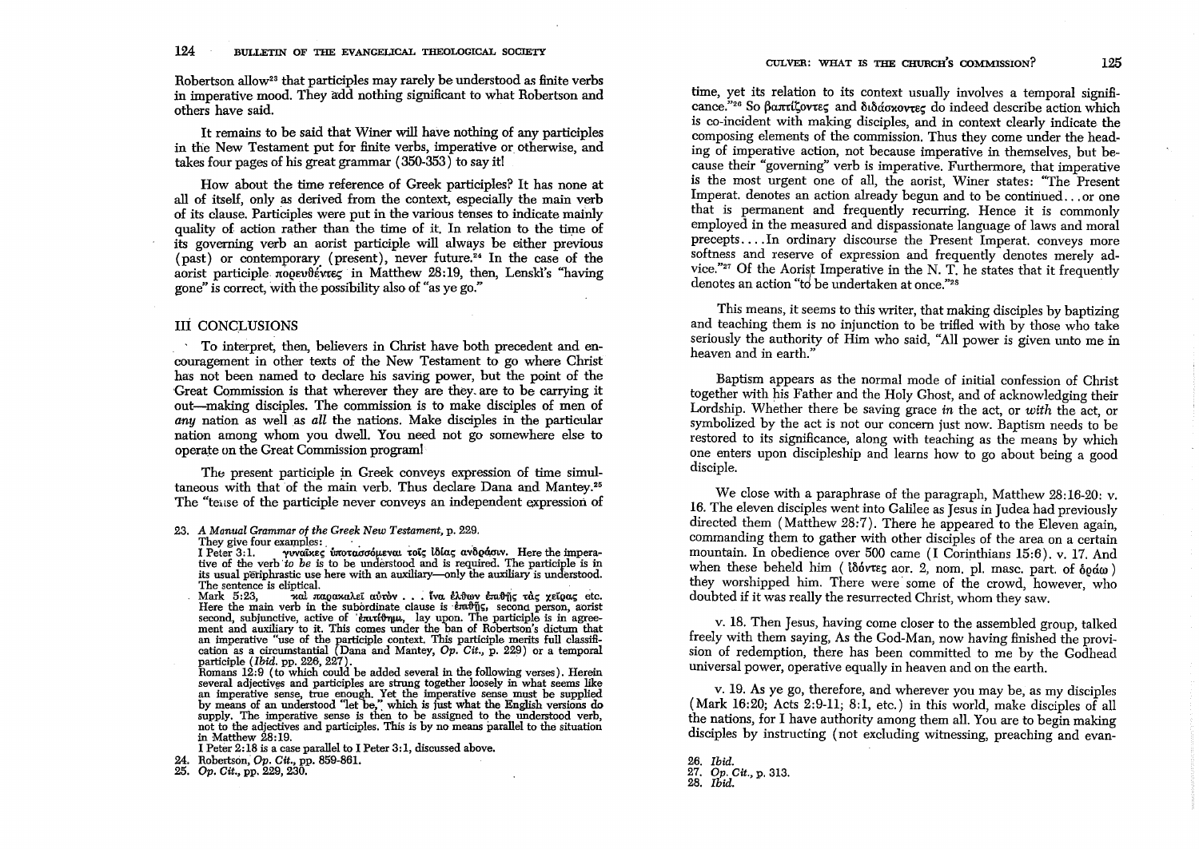Robertson allow[23] that participles may rarely be understood as finite verbs in imperative mood. They add nothing significant to what Robertson and others have said.

It remains to be said that Winer will have nothing of any participles in the New Testament put for finite verbs, imperative or otherwise, and takes four pages of his great grammar (350-353) to say it!

How about the time reference of Greek participles? It has none at all of itself, only as derived from the context, especially the main verb of its clause. Participles were put in the various tenses to indicate mainly quality of action rather than the time of it. In relation to the time of its governing verb an aorist participle will always be either previous (past) or contemporary (present), never future.[24] In the case of the aorist participle πορευθέντες in Matthew 28:19, then, Lenski's "having gone" is correct, with the possibility also of "as ye go."

## III CONCLUSIONS

To interpret, then, believers in Christ have both precedent and encouragement in other texts of the New Testament to go where Christ has not been named to declare his saving power, but the point of the Great Commission is that wherever they are they are to be carrying it out—making disciples. The commission is to make disciples of men of *any* nation as well as *all* the nations. Make disciples in the particular nation among whom you dwell. You need not go somewhere else to operate on the Great Commission program!

The present participle in Greek conveys expression of time simultaneous with that of the main verb. Thus declare Dana and Mantey.[25] The "tense of the participle never conveys an independent expression of time, yet its relation to its context usually involves a temporal significance."[26] So βαπτίζοντες and διδάσκοντες do indeed describe action which is co-incident with making disciples, and in context clearly indicate the composing elements of the commission. Thus they come under the heading of imperative action, not because imperative in themselves, but because their "governing" verb is imperative. Furthermore, that imperative is the most urgent one of all, the aorist, Winer states: "The Present Imperat. denotes an action already begun and to be continued. . .or one that is permanent and frequently recurring. Hence it is commonly employed in the measured and dispassionate language of laws and moral precepts. . . .In ordinary discourse the Present Imperat. conveys more softness and reserve of expression and frequently denotes merely advice."[27] Of the Aorist Imperative in the N. T. he states that it frequently denotes an action "to be undertaken at once."[28]

This means, it seems to this writer, that making disciples by baptizing and teaching them is no injunction to be trifled with by those who take seriously the authority of Him who said, "All power is given unto me in heaven and in earth."

Baptism appears as the normal mode of initial confession of Christ together with his Father and the Holy Ghost, and of acknowledging their Lordship. Whether there be saving grace *in* the act, or *with* the act, or symbolized by the act is not our concern just now. Baptism needs to be restored to its significance, along with teaching as the means by which one enters upon discipleship and learns how to go about being a good disciple.

We close with a paraphrase of the paragraph, Matthew 28:16-20: v. 16. The eleven disciples went into Galilee as Jesus in Judea had previously directed them (Matthew 28:7). There he appeared to the Eleven again, commanding them to gather with other disciples of the area on a certain mountain. In obedience over 500 came (I Corinthians 15:6). v. 17. And when these beheld him (ἰδόντες aor. 2, nom. pl. masc. part. of ὁράω) they worshipped him. There were some of the crowd, however, who doubted if it was really the resurrected Christ, whom they saw.

v. 18. Then Jesus, having come closer to the assembled group, talked freely with them saying, As the God-Man, now having finished the provision of redemption, there has been committed to me by the Godhead universal power, operative equally in heaven and on the earth.

v. 19. As ye go, therefore, and wherever you may be, as my disciples (Mark 16:20; Acts 2:9-11; 8:1, etc.) in this world, make disciples of all the nations, for I have authority among them all. You are to begin making disciples by instructing (not excluding witnessing, preaching and evan-

---

23. *A Manual Grammar of the Greek New Testament*, p. 229.
They give four examples:
I Peter 3:1. γυναῖκες ὑποτασσόμεναι τοῖς ἰδίαις ἀνδράσιν. Here the imperative of the verb *to be* is to be understood and is required. The participle is in its usual periphrastic use here with an auxiliary—only the auxiliary is understood. The sentence is eliptical.
Mark 5:23, καὶ παρακαλεῖ αὐτὸν . . . ἵνα ἐλθὼν ἐπιθῇς τὰς χεῖρας etc. Here the main verb in the subordinate clause is ἐπιθῇς, second person, aorist second, subjunctive, active of ἐπιτίθημι, lay upon. The participle is in agreement and auxiliary to it. This comes under the ban of Robertson's dictum that an imperative "use of the participle context. This participle merits full classification as a circumstantial (Dana and Mantey, *Op. Cit.*, p. 229) or a temporal participle (*Ibid.* pp. 226, 227).
Romans 12:9 (to which could be added several in the following verses). Herein several adjectives and participles are strung together loosely in what seems like an imperative sense, true enough. Yet the imperative sense must be supplied by means of an understood "let be," which is just what the English versions do supply. The imperative sense is then to be assigned to the understood verb, not to the adjectives and participles. This is by no means parallel to the situation in Matthew 28:19.
I Peter 2:18 is a case parallel to I Peter 3:1, discussed above.
24. Robertson, *Op. Cit.*, pp. 859-861.
25. *Op. Cit.*, pp. 229, 230.
26. *Ibid.*
27. *Op. Cit.*, p. 313.
28. *Ibid.*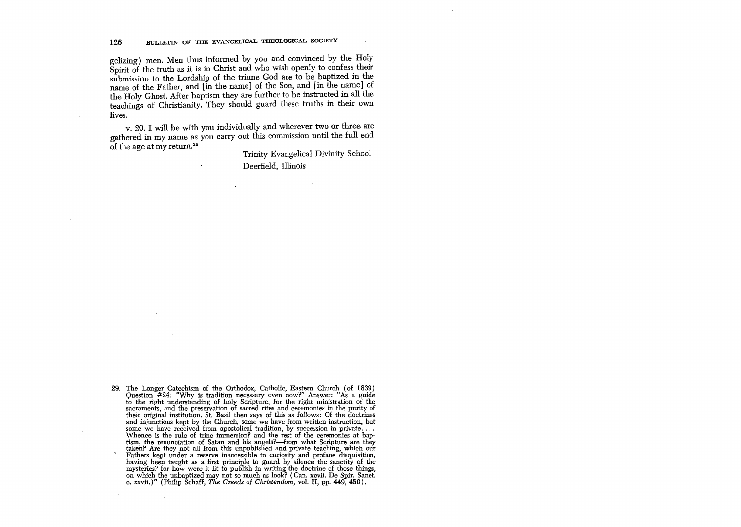gelizing) men. Men thus informed by you and convinced by the Holy Spirit of the truth as it is in Christ and who wish openly to confess their submission to the Lordship of the triune God are to be baptized in the name of the Father, and [in the name] of the Son, and [in the name] of the Holy Ghost. After baptism they are further to be instructed in all the teachings of Christianity. They should guard these truths in their own lives.

v. 20. I will be with you individually and wherever two or three are gathered in my name as you carry out this commission until the full end of the age at my return.[29]

Trinity Evangelical Divinity School
Deerfield, Illinois

29. The Longer Catechism of the Orthodox, Catholic, Eastern Church (of 1839) Question #24: "Why is tradition necessary even now?" Answer: "As a guide to the right understanding of holy Scripture, for the right ministration of the sacraments, and the preservation of sacred rites and ceremonies in the purity of their original institution. St. Basil then says of this as follows: Of the doctrines and injunctions kept by the Church, some we have from written instruction, but some we have received from apostolical tradition, by succession in private. . . . Whence is the rule of trine immersion? and the rest of the ceremonies at baptism, the renunciation of Satan and his angels?—from what Scripture are they taken? Are they not all from this unpublished and private teaching, which our Fathers kept under a reserve inaccessible to curiosity and profane disquisition, having been taught as a first principle to guard by silence the sanctity of the mysteries? for how were it fit to publish in writing the doctrine of those things, on which the unbaptized may not so much as look? (Can. xcvii. De Spir. Sanct. c. xxvii.)" (Philip Schaff, *The Creeds of Christendom*, vol. II, pp. 449, 450).